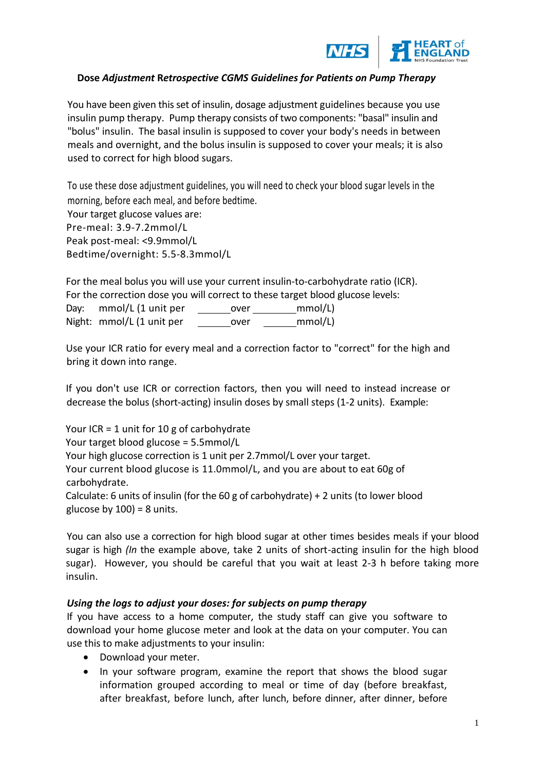**Dose *Adjustment* Retrospective *CGMS Guidelines for Patients on Pump Therapy***

You have been given this set of insulin, dosage adjustment guidelines because you use insulin pump therapy. Pump therapy consists of two components: "basal" insulin and "bolus" insulin. The basal insulin is supposed to cover your body's needs in between meals and overnight, and the bolus insulin is supposed to cover your meals; it is also used to correct for high blood sugars.

To use these dose adjustment guidelines, you will need to check your blood sugar levels in the morning, before each meal, and before bedtime.

Your target glucose values are:

Pre-meal: 3.9-7.2mmol/L

Peak post-meal: <9.9mmol/L

Bedtime/overnight: 5.5-8.3mmol/L

For the meal bolus you will use your current insulin-to-carbohydrate ratio (ICR).

For the correction dose you will correct to these target blood glucose levels:

Day: mmol/L (1 unit per ______ over ________ mmol/L)

Night: mmol/L (1 unit per ______ over ______ mmol/L)

Use your ICR ratio for every meal and a correction factor to "correct" for the high and bring it down into range.

If you don't use ICR or correction factors, then you will need to instead increase or decrease the bolus (short-acting) insulin doses by small steps (1-2 units). Example:

Your ICR = 1 unit for 10 g of carbohydrate

Your target blood glucose = 5.5mmol/L

Your high glucose correction is 1 unit per 2.7mmol/L over your target.

Your current blood glucose is 11.0mmol/L, and you are about to eat 60g of carbohydrate.

Calculate: 6 units of insulin (for the 60 g of carbohydrate) + 2 units (to lower blood glucose by 100) = 8 units.

You can also use a correction for high blood sugar at other times besides meals if your blood sugar is high *(In* the example above, take 2 units of short-acting insulin for the high blood sugar). However, you should be careful that you wait at least 2-3 h before taking more insulin.

***Using the logs to adjust your doses: for subjects on pump therapy***

If you have access to a home computer, the study staff can give you software to download your home glucose meter and look at the data on your computer. You can use this to make adjustments to your insulin:

- Download your meter.
- In your software program, examine the report that shows the blood sugar information grouped according to meal or time of day (before breakfast, after breakfast, before lunch, after lunch, before dinner, after dinner, before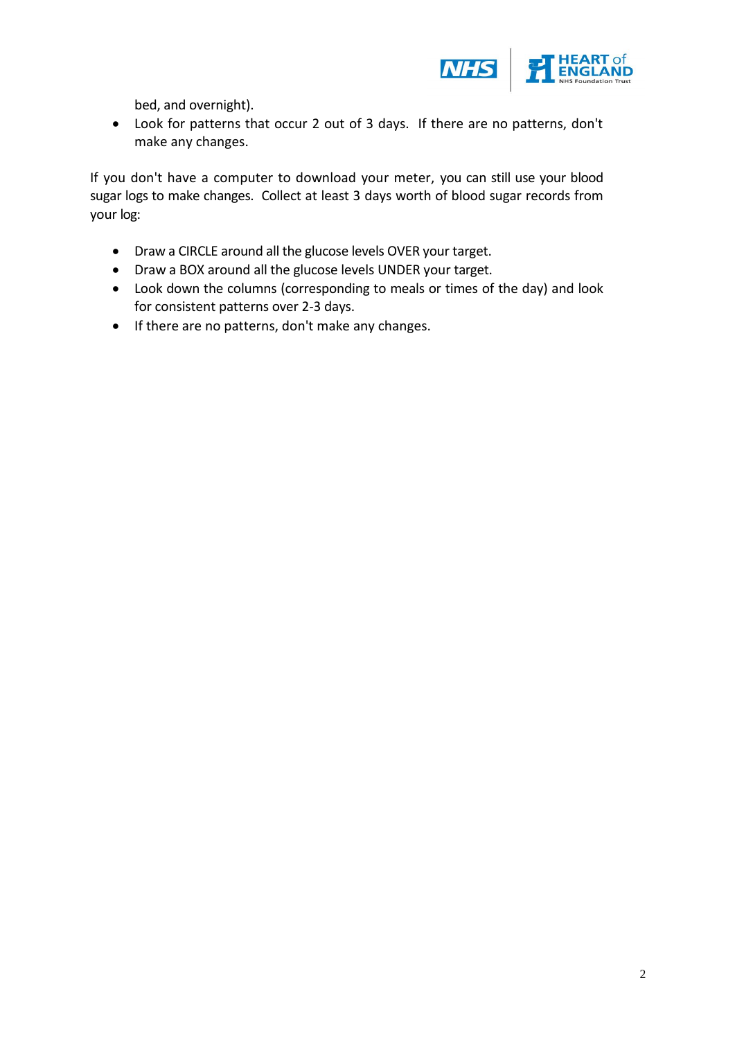bed, and overnight).

- Look for patterns that occur 2 out of 3 days. If there are no patterns, don't make any changes.

If you don't have a computer to download your meter, you can still use your blood sugar logs to make changes. Collect at least 3 days worth of blood sugar records from your log:

- Draw a CIRCLE around all the glucose levels OVER your target.
- Draw a BOX around all the glucose levels UNDER your target.
- Look down the columns (corresponding to meals or times of the day) and look for consistent patterns over 2-3 days.
- If there are no patterns, don't make any changes.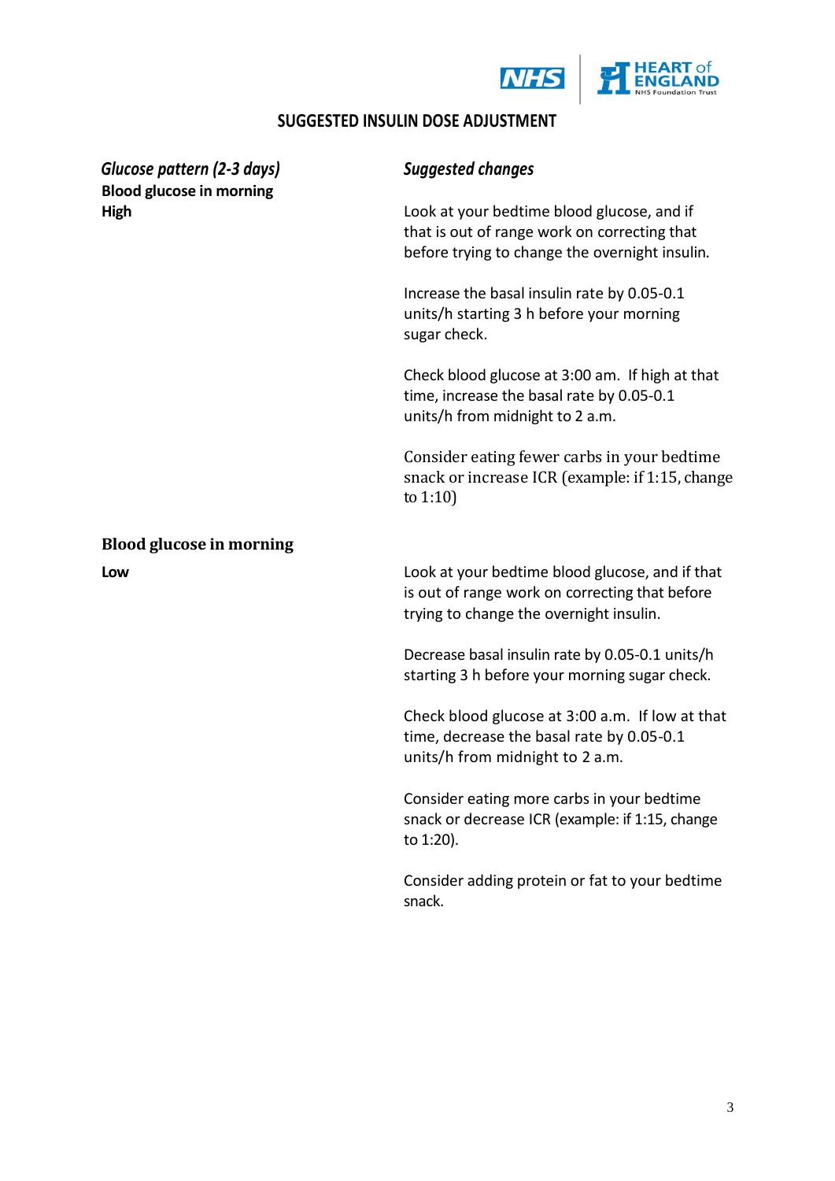## SUGGESTED INSULIN DOSE ADJUSTMENT

| *Glucose pattern (2-3 days)* | *Suggested changes* |
| --- | --- |
| **Blood glucose in morning** **High** | Look at your bedtime blood glucose, and if that is out of range work on correcting that before trying to change the overnight insulin.<br><br>Increase the basal insulin rate by 0.05-0.1 units/h starting 3 h before your morning sugar check.<br><br>Check blood glucose at 3:00 am. If high at that time, increase the basal rate by 0.05-0.1 units/h from midnight to 2 a.m.<br><br>Consider eating fewer carbs in your bedtime snack or increase ICR (example: if 1:15, change to 1:10) |
| **Blood glucose in morning** **Low** | Look at your bedtime blood glucose, and if that is out of range work on correcting that before trying to change the overnight insulin.<br><br>Decrease basal insulin rate by 0.05-0.1 units/h starting 3 h before your morning sugar check.<br><br>Check blood glucose at 3:00 a.m. If low at that time, decrease the basal rate by 0.05-0.1 units/h from midnight to 2 a.m.<br><br>Consider eating more carbs in your bedtime snack or decrease ICR (example: if 1:15, change to 1:20).<br><br>Consider adding protein or fat to your bedtime snack. |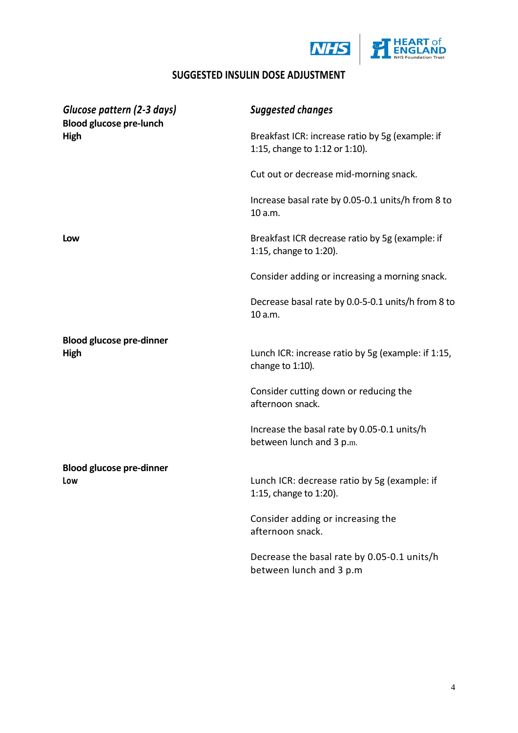## SUGGESTED INSULIN DOSE ADJUSTMENT

| *Glucose pattern (2-3 days)* | *Suggested changes* |
|---|---|
| **Blood glucose pre-lunch** | |
| **High** | Breakfast ICR: increase ratio by 5g (example: if 1:15, change to 1:12 or 1:10).<br><br>Cut out or decrease mid-morning snack.<br><br>Increase basal rate by 0.05-0.1 units/h from 8 to 10 a.m. |
| **Low** | Breakfast ICR decrease ratio by 5g (example: if 1:15, change to 1:20).<br><br>Consider adding or increasing a morning snack.<br><br>Decrease basal rate by 0.0-5-0.1 units/h from 8 to 10 a.m. |
| **Blood glucose pre-dinner** | |
| **High** | Lunch ICR: increase ratio by 5g (example: if 1:15, change to 1:10).<br><br>Consider cutting down or reducing the afternoon snack.<br><br>Increase the basal rate by 0.05-0.1 units/h between lunch and 3 p.m. |
| **Blood glucose pre-dinner** | |
| **Low** | Lunch ICR: decrease ratio by 5g (example: if 1:15, change to 1:20).<br><br>Consider adding or increasing the afternoon snack.<br><br>Decrease the basal rate by 0.05-0.1 units/h between lunch and 3 p.m |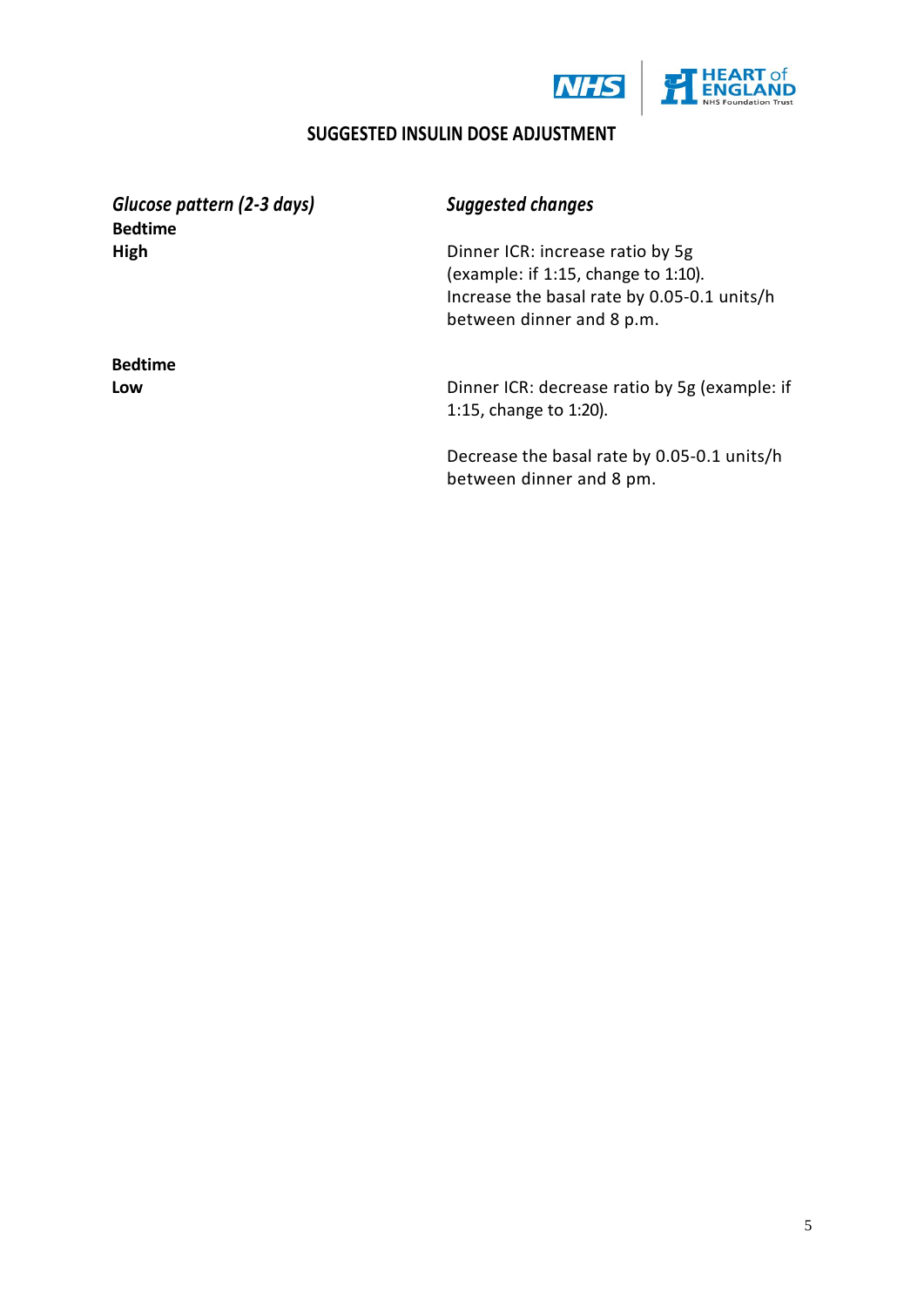## SUGGESTED INSULIN DOSE ADJUSTMENT

| *Glucose pattern (2-3 days)* | *Suggested changes* |
|---|---|
| **Bedtime High** | Dinner ICR: increase ratio by 5g (example: if 1:15, change to 1:10). Increase the basal rate by 0.05-0.1 units/h between dinner and 8 p.m. |
| **Bedtime Low** | Dinner ICR: decrease ratio by 5g (example: if 1:15, change to 1:20). <br><br> Decrease the basal rate by 0.05-0.1 units/h between dinner and 8 pm. |